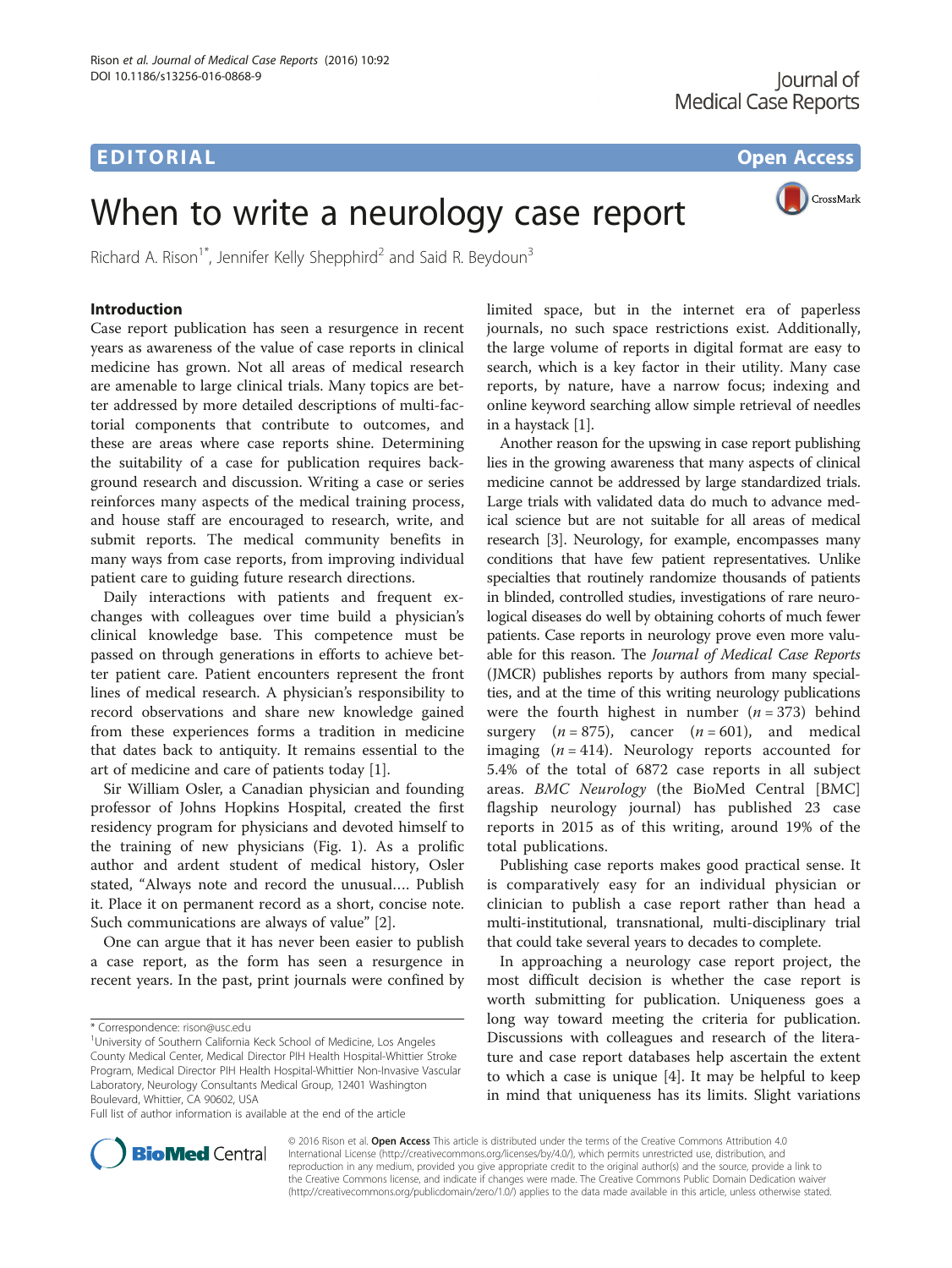EDITORIAL Open Access

# When to write a neurology case report

Richard A. Rison[1*], Jennifer Kelly Shepphird[2] and Said R. Beydoun[3]

## Introduction

Case report publication has seen a resurgence in recent years as awareness of the value of case reports in clinical medicine has grown. Not all areas of medical research are amenable to large clinical trials. Many topics are better addressed by more detailed descriptions of multi-factorial components that contribute to outcomes, and these are areas where case reports shine. Determining the suitability of a case for publication requires background research and discussion. Writing a case or series reinforces many aspects of the medical training process, and house staff are encouraged to research, write, and submit reports. The medical community benefits in many ways from case reports, from improving individual patient care to guiding future research directions.

Daily interactions with patients and frequent exchanges with colleagues over time build a physician's clinical knowledge base. This competence must be passed on through generations in efforts to achieve better patient care. Patient encounters represent the front lines of medical research. A physician's responsibility to record observations and share new knowledge gained from these experiences forms a tradition in medicine that dates back to antiquity. It remains essential to the art of medicine and care of patients today [1].

Sir William Osler, a Canadian physician and founding professor of Johns Hopkins Hospital, created the first residency program for physicians and devoted himself to the training of new physicians (Fig. 1). As a prolific author and ardent student of medical history, Osler stated, "Always note and record the unusual…. Publish it. Place it on permanent record as a short, concise note. Such communications are always of value" [2].

One can argue that it has never been easier to publish a case report, as the form has seen a resurgence in recent years. In the past, print journals were confined by limited space, but in the internet era of paperless journals, no such space restrictions exist. Additionally, the large volume of reports in digital format are easy to search, which is a key factor in their utility. Many case reports, by nature, have a narrow focus; indexing and online keyword searching allow simple retrieval of needles in a haystack [1].

Another reason for the upswing in case report publishing lies in the growing awareness that many aspects of clinical medicine cannot be addressed by large standardized trials. Large trials with validated data do much to advance medical science but are not suitable for all areas of medical research [3]. Neurology, for example, encompasses many conditions that have few patient representatives. Unlike specialties that routinely randomize thousands of patients in blinded, controlled studies, investigations of rare neurological diseases do well by obtaining cohorts of much fewer patients. Case reports in neurology prove even more valuable for this reason. The *Journal of Medical Case Reports* (JMCR) publishes reports by authors from many specialties, and at the time of this writing neurology publications were the fourth highest in number ($n = 373$) behind surgery ($n = 875$), cancer ($n = 601$), and medical imaging ($n = 414$). Neurology reports accounted for 5.4% of the total of 6872 case reports in all subject areas. *BMC Neurology* (the BioMed Central [BMC] flagship neurology journal) has published 23 case reports in 2015 as of this writing, around 19% of the total publications.

Publishing case reports makes good practical sense. It is comparatively easy for an individual physician or clinician to publish a case report rather than head a multi-institutional, transnational, multi-disciplinary trial that could take several years to decades to complete.

In approaching a neurology case report project, the most difficult decision is whether the case report is worth submitting for publication. Uniqueness goes a long way toward meeting the criteria for publication. Discussions with colleagues and research of the literature and case report databases help ascertain the extent to which a case is unique [4]. It may be helpful to keep in mind that uniqueness has its limits. Slight variations

\* Correspondence: rison@usc.edu
[1]University of Southern California Keck School of Medicine, Los Angeles County Medical Center, Medical Director PIH Health Hospital-Whittier Stroke Program, Medical Director PIH Health Hospital-Whittier Non-Invasive Vascular Laboratory, Neurology Consultants Medical Group, 12401 Washington Boulevard, Whittier, CA 90602, USA
Full list of author information is available at the end of the article

© 2016 Rison et al. **Open Access** This article is distributed under the terms of the Creative Commons Attribution 4.0 International License (http://creativecommons.org/licenses/by/4.0/), which permits unrestricted use, distribution, and reproduction in any medium, provided you give appropriate credit to the original author(s) and the source, provide a link to the Creative Commons license, and indicate if changes were made. The Creative Commons Public Domain Dedication waiver (http://creativecommons.org/publicdomain/zero/1.0/) applies to the data made available in this article, unless otherwise stated.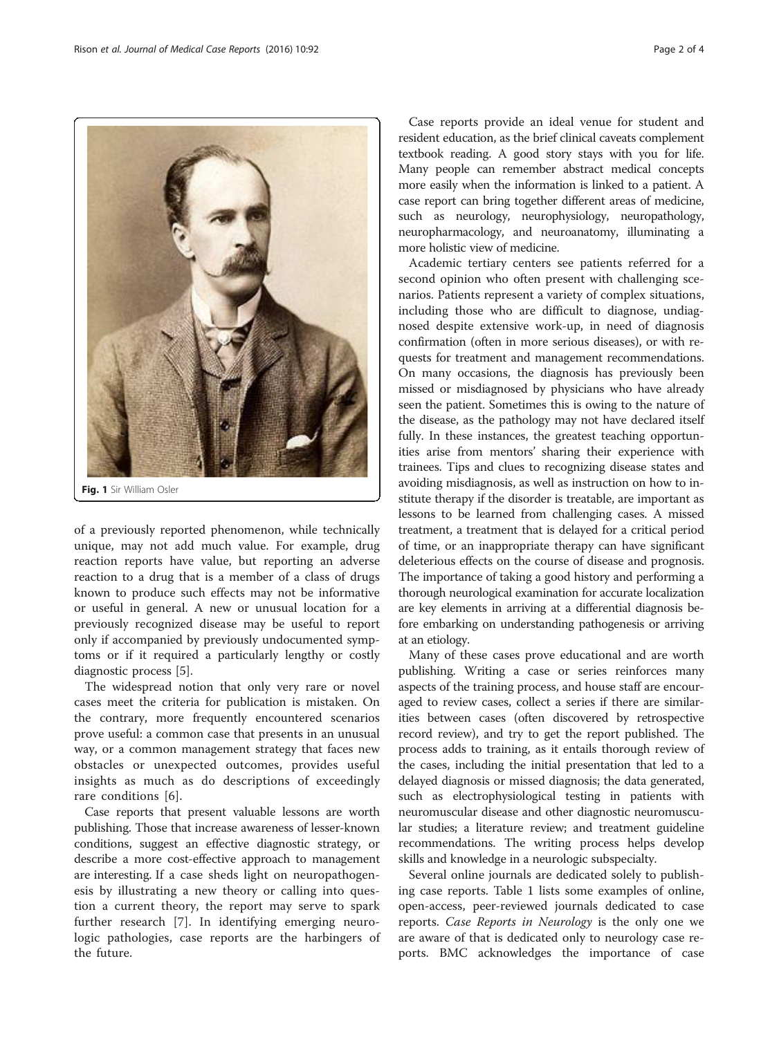Fig. 1 Sir William Osler

of a previously reported phenomenon, while technically unique, may not add much value. For example, drug reaction reports have value, but reporting an adverse reaction to a drug that is a member of a class of drugs known to produce such effects may not be informative or useful in general. A new or unusual location for a previously recognized disease may be useful to report only if accompanied by previously undocumented symptoms or if it required a particularly lengthy or costly diagnostic process [5].

The widespread notion that only very rare or novel cases meet the criteria for publication is mistaken. On the contrary, more frequently encountered scenarios prove useful: a common case that presents in an unusual way, or a common management strategy that faces new obstacles or unexpected outcomes, provides useful insights as much as do descriptions of exceedingly rare conditions [6].

Case reports that present valuable lessons are worth publishing. Those that increase awareness of lesser-known conditions, suggest an effective diagnostic strategy, or describe a more cost-effective approach to management are interesting. If a case sheds light on neuropathogenesis by illustrating a new theory or calling into question a current theory, the report may serve to spark further research [7]. In identifying emerging neurologic pathologies, case reports are the harbingers of the future.

Case reports provide an ideal venue for student and resident education, as the brief clinical caveats complement textbook reading. A good story stays with you for life. Many people can remember abstract medical concepts more easily when the information is linked to a patient. A case report can bring together different areas of medicine, such as neurology, neurophysiology, neuropathology, neuropharmacology, and neuroanatomy, illuminating a more holistic view of medicine.

Academic tertiary centers see patients referred for a second opinion who often present with challenging scenarios. Patients represent a variety of complex situations, including those who are difficult to diagnose, undiagnosed despite extensive work-up, in need of diagnosis confirmation (often in more serious diseases), or with requests for treatment and management recommendations. On many occasions, the diagnosis has previously been missed or misdiagnosed by physicians who have already seen the patient. Sometimes this is owing to the nature of the disease, as the pathology may not have declared itself fully. In these instances, the greatest teaching opportunities arise from mentors' sharing their experience with trainees. Tips and clues to recognizing disease states and avoiding misdiagnosis, as well as instruction on how to institute therapy if the disorder is treatable, are important as lessons to be learned from challenging cases. A missed treatment, a treatment that is delayed for a critical period of time, or an inappropriate therapy can have significant deleterious effects on the course of disease and prognosis. The importance of taking a good history and performing a thorough neurological examination for accurate localization are key elements in arriving at a differential diagnosis before embarking on understanding pathogenesis or arriving at an etiology.

Many of these cases prove educational and are worth publishing. Writing a case or series reinforces many aspects of the training process, and house staff are encouraged to review cases, collect a series if there are similarities between cases (often discovered by retrospective record review), and try to get the report published. The process adds to training, as it entails thorough review of the cases, including the initial presentation that led to a delayed diagnosis or missed diagnosis; the data generated, such as electrophysiological testing in patients with neuromuscular disease and other diagnostic neuromuscular studies; a literature review; and treatment guideline recommendations. The writing process helps develop skills and knowledge in a neurologic subspecialty.

Several online journals are dedicated solely to publishing case reports. Table 1 lists some examples of online, open-access, peer-reviewed journals dedicated to case reports. *Case Reports in Neurology* is the only one we are aware of that is dedicated only to neurology case reports. BMC acknowledges the importance of case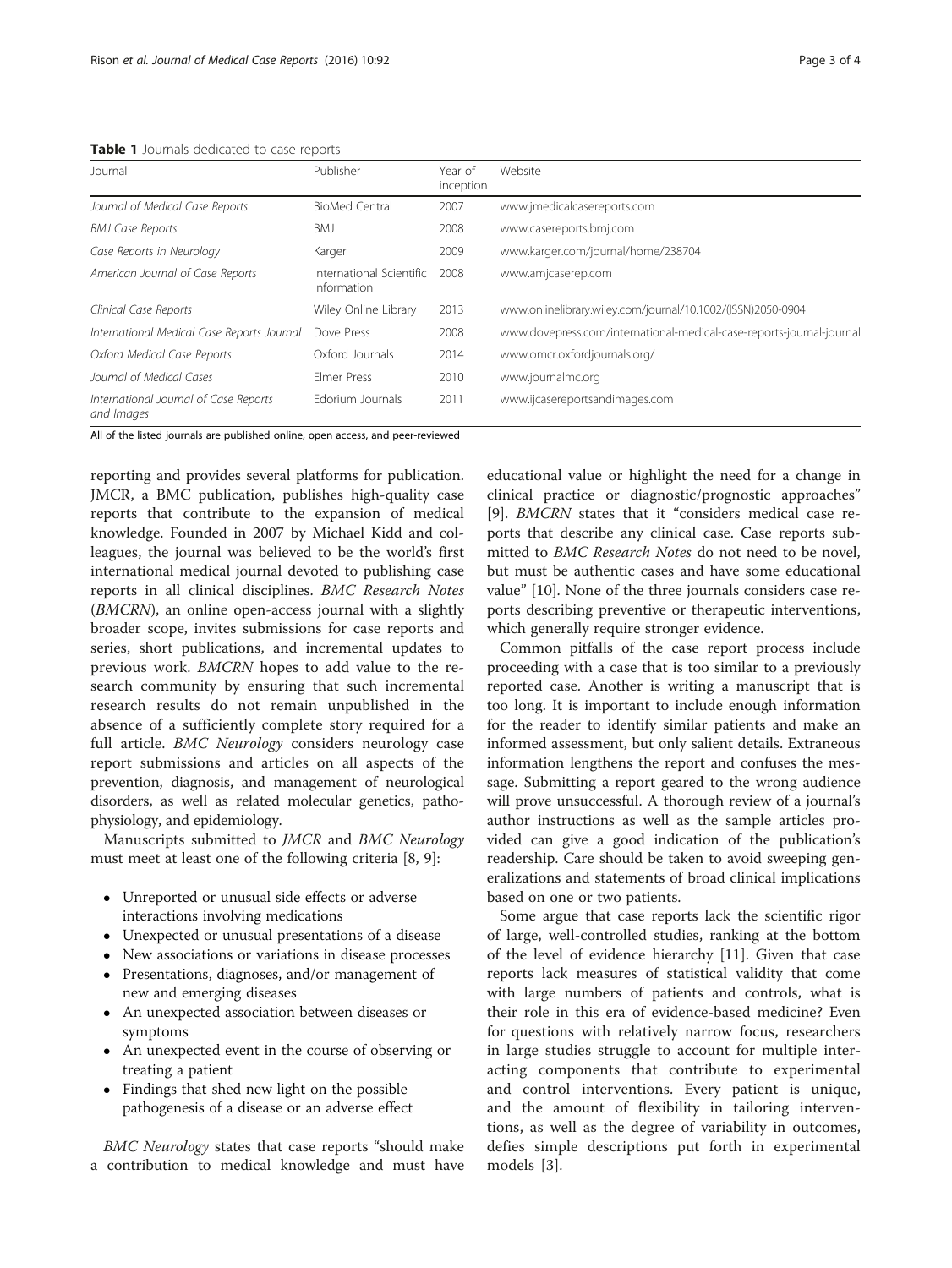**Table 1** Journals dedicated to case reports

| Journal | Publisher | Year of inception | Website |
|---|---|---|---|
| *Journal of Medical Case Reports* | BioMed Central | 2007 | www.jmedicalcasereports.com |
| *BMJ Case Reports* | BMJ | 2008 | www.casereports.bmj.com |
| *Case Reports in Neurology* | Karger | 2009 | www.karger.com/journal/home/238704 |
| *American Journal of Case Reports* | International Scientific Information | 2008 | www.amjcaserep.com |
| *Clinical Case Reports* | Wiley Online Library | 2013 | www.onlinelibrary.wiley.com/journal/10.1002/(ISSN)2050-0904 |
| *International Medical Case Reports Journal* | Dove Press | 2008 | www.dovepress.com/international-medical-case-reports-journal-journal |
| *Oxford Medical Case Reports* | Oxford Journals | 2014 | www.omcr.oxfordjournals.org/ |
| *Journal of Medical Cases* | Elmer Press | 2010 | www.journalmc.org |
| *International Journal of Case Reports and Images* | Edorium Journals | 2011 | www.ijcasereportsandimages.com |

All of the listed journals are published online, open access, and peer-reviewed

reporting and provides several platforms for publication. JMCR, a BMC publication, publishes high-quality case reports that contribute to the expansion of medical knowledge. Founded in 2007 by Michael Kidd and colleagues, the journal was believed to be the world's first international medical journal devoted to publishing case reports in all clinical disciplines. *BMC Research Notes* (*BMCRN*), an online open-access journal with a slightly broader scope, invites submissions for case reports and series, short publications, and incremental updates to previous work. *BMCRN* hopes to add value to the research community by ensuring that such incremental research results do not remain unpublished in the absence of a sufficiently complete story required for a full article. *BMC Neurology* considers neurology case report submissions and articles on all aspects of the prevention, diagnosis, and management of neurological disorders, as well as related molecular genetics, pathophysiology, and epidemiology.

Manuscripts submitted to *JMCR* and *BMC Neurology* must meet at least one of the following criteria [8, 9]:

- Unreported or unusual side effects or adverse interactions involving medications
- Unexpected or unusual presentations of a disease
- New associations or variations in disease processes
- Presentations, diagnoses, and/or management of new and emerging diseases
- An unexpected association between diseases or symptoms
- An unexpected event in the course of observing or treating a patient
- Findings that shed new light on the possible pathogenesis of a disease or an adverse effect

*BMC Neurology* states that case reports "should make a contribution to medical knowledge and must have educational value or highlight the need for a change in clinical practice or diagnostic/prognostic approaches" [9]. *BMCRN* states that it "considers medical case reports that describe any clinical case. Case reports submitted to *BMC Research Notes* do not need to be novel, but must be authentic cases and have some educational value" [10]. None of the three journals considers case reports describing preventive or therapeutic interventions, which generally require stronger evidence.

Common pitfalls of the case report process include proceeding with a case that is too similar to a previously reported case. Another is writing a manuscript that is too long. It is important to include enough information for the reader to identify similar patients and make an informed assessment, but only salient details. Extraneous information lengthens the report and confuses the message. Submitting a report geared to the wrong audience will prove unsuccessful. A thorough review of a journal's author instructions as well as the sample articles provided can give a good indication of the publication's readership. Care should be taken to avoid sweeping generalizations and statements of broad clinical implications based on one or two patients.

Some argue that case reports lack the scientific rigor of large, well-controlled studies, ranking at the bottom of the level of evidence hierarchy [11]. Given that case reports lack measures of statistical validity that come with large numbers of patients and controls, what is their role in this era of evidence-based medicine? Even for questions with relatively narrow focus, researchers in large studies struggle to account for multiple interacting components that contribute to experimental and control interventions. Every patient is unique, and the amount of flexibility in tailoring interventions, as well as the degree of variability in outcomes, defies simple descriptions put forth in experimental models [3].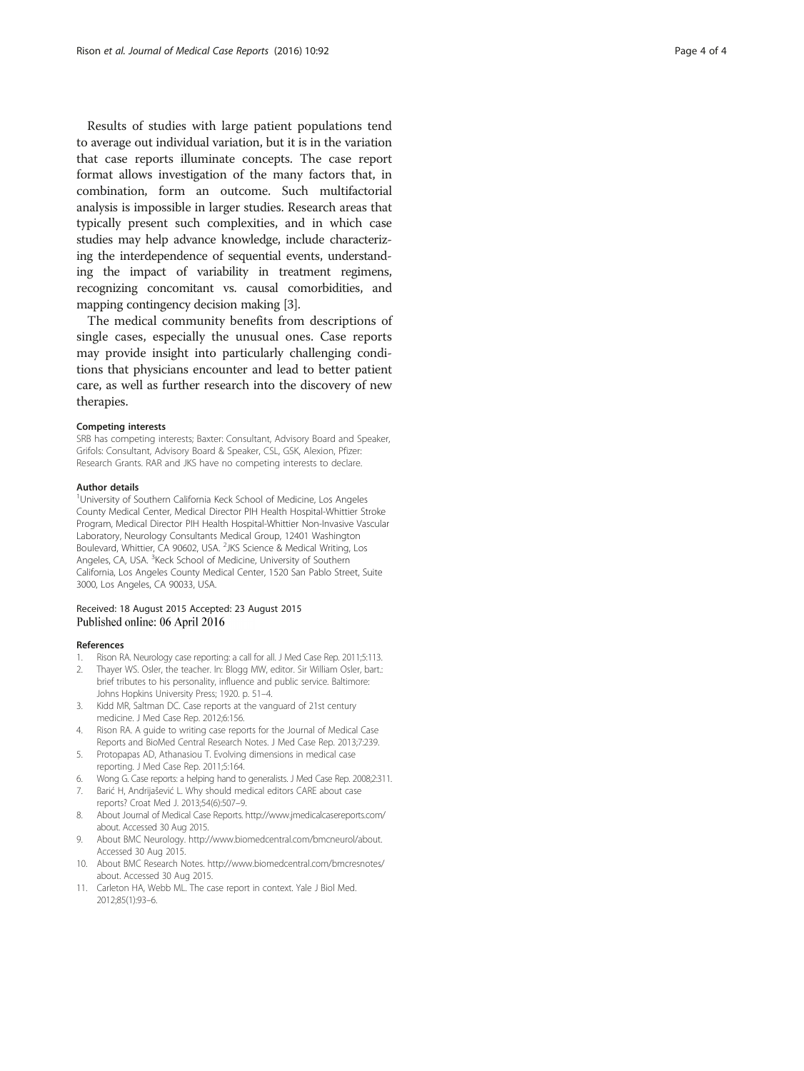Results of studies with large patient populations tend to average out individual variation, but it is in the variation that case reports illuminate concepts. The case report format allows investigation of the many factors that, in combination, form an outcome. Such multifactorial analysis is impossible in larger studies. Research areas that typically present such complexities, and in which case studies may help advance knowledge, include characterizing the interdependence of sequential events, understanding the impact of variability in treatment regimens, recognizing concomitant vs. causal comorbidities, and mapping contingency decision making [3].

The medical community benefits from descriptions of single cases, especially the unusual ones. Case reports may provide insight into particularly challenging conditions that physicians encounter and lead to better patient care, as well as further research into the discovery of new therapies.

#### Competing interests

SRB has competing interests; Baxter: Consultant, Advisory Board and Speaker, Grifols: Consultant, Advisory Board & Speaker, CSL, GSK, Alexion, Pfizer: Research Grants. RAR and JKS have no competing interests to declare.

#### Author details

[1]University of Southern California Keck School of Medicine, Los Angeles County Medical Center, Medical Director PIH Health Hospital-Whittier Stroke Program, Medical Director PIH Health Hospital-Whittier Non-Invasive Vascular Laboratory, Neurology Consultants Medical Group, 12401 Washington Boulevard, Whittier, CA 90602, USA. [2]JKS Science & Medical Writing, Los Angeles, CA, USA. [3]Keck School of Medicine, University of Southern California, Los Angeles County Medical Center, 1520 San Pablo Street, Suite 3000, Los Angeles, CA 90033, USA.

Received: 18 August 2015 Accepted: 23 August 2015
Published online: 06 April 2016

#### References

1. Rison RA. Neurology case reporting: a call for all. J Med Case Rep. 2011;5:113.
2. Thayer WS. Osler, the teacher. In: Blogg MW, editor. Sir William Osler, bart.: brief tributes to his personality, influence and public service. Baltimore: Johns Hopkins University Press; 1920. p. 51–4.
3. Kidd MR, Saltman DC. Case reports at the vanguard of 21st century medicine. J Med Case Rep. 2012;6:156.
4. Rison RA. A guide to writing case reports for the Journal of Medical Case Reports and BioMed Central Research Notes. J Med Case Rep. 2013;7:239.
5. Protopapas AD, Athanasiou T. Evolving dimensions in medical case reporting. J Med Case Rep. 2011;5:164.
6. Wong G. Case reports: a helping hand to generalists. J Med Case Rep. 2008;2:311.
7. Barić H, Andrijašević L. Why should medical editors CARE about case reports? Croat Med J. 2013;54(6):507–9.
8. About Journal of Medical Case Reports. http://www.jmedicalcasereports.com/about. Accessed 30 Aug 2015.
9. About BMC Neurology. http://www.biomedcentral.com/bmcneurol/about. Accessed 30 Aug 2015.
10. About BMC Research Notes. http://www.biomedcentral.com/bmcresnotes/about. Accessed 30 Aug 2015.
11. Carleton HA, Webb ML. The case report in context. Yale J Biol Med. 2012;85(1):93–6.